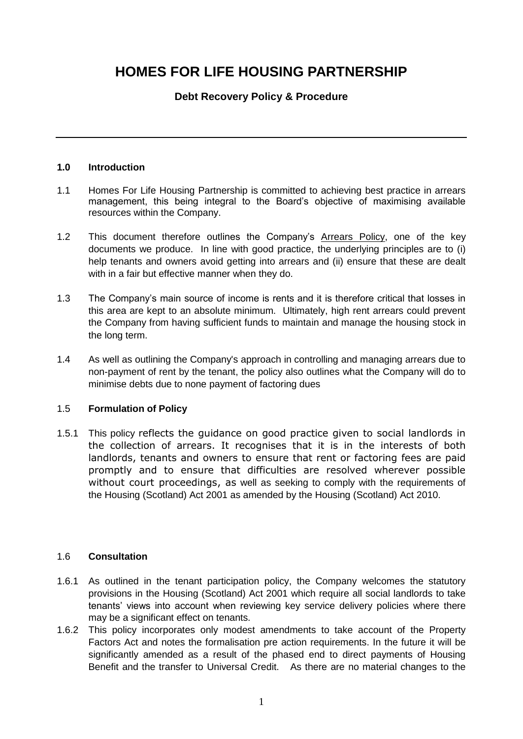# HOMES FOR LIFE HOUSING PARTNERSHIP

**Debt Recovery Policy & Procedure**

---

## 1.0 Introduction

1.1 Homes For Life Housing Partnership is committed to achieving best practice in arrears management, this being integral to the Board's objective of maximising available resources within the Company.

1.2 This document therefore outlines the Company's Arrears Policy, one of the key documents we produce. In line with good practice, the underlying principles are to (i) help tenants and owners avoid getting into arrears and (ii) ensure that these are dealt with in a fair but effective manner when they do.

1.3 The Company's main source of income is rents and it is therefore critical that losses in this area are kept to an absolute minimum. Ultimately, high rent arrears could prevent the Company from having sufficient funds to maintain and manage the housing stock in the long term.

1.4 As well as outlining the Company's approach in controlling and managing arrears due to non-payment of rent by the tenant, the policy also outlines what the Company will do to minimise debts due to none payment of factoring dues

### 1.5 Formulation of Policy

1.5.1 This policy reflects the guidance on good practice given to social landlords in the collection of arrears. It recognises that it is in the interests of both landlords, tenants and owners to ensure that rent or factoring fees are paid promptly and to ensure that difficulties are resolved wherever possible without court proceedings, as well as seeking to comply with the requirements of the Housing (Scotland) Act 2001 as amended by the Housing (Scotland) Act 2010.

### 1.6 Consultation

1.6.1 As outlined in the tenant participation policy, the Company welcomes the statutory provisions in the Housing (Scotland) Act 2001 which require all social landlords to take tenants' views into account when reviewing key service delivery policies where there may be a significant effect on tenants.

1.6.2 This policy incorporates only modest amendments to take account of the Property Factors Act and notes the formalisation pre action requirements. In the future it will be significantly amended as a result of the phased end to direct payments of Housing Benefit and the transfer to Universal Credit. As there are no material changes to the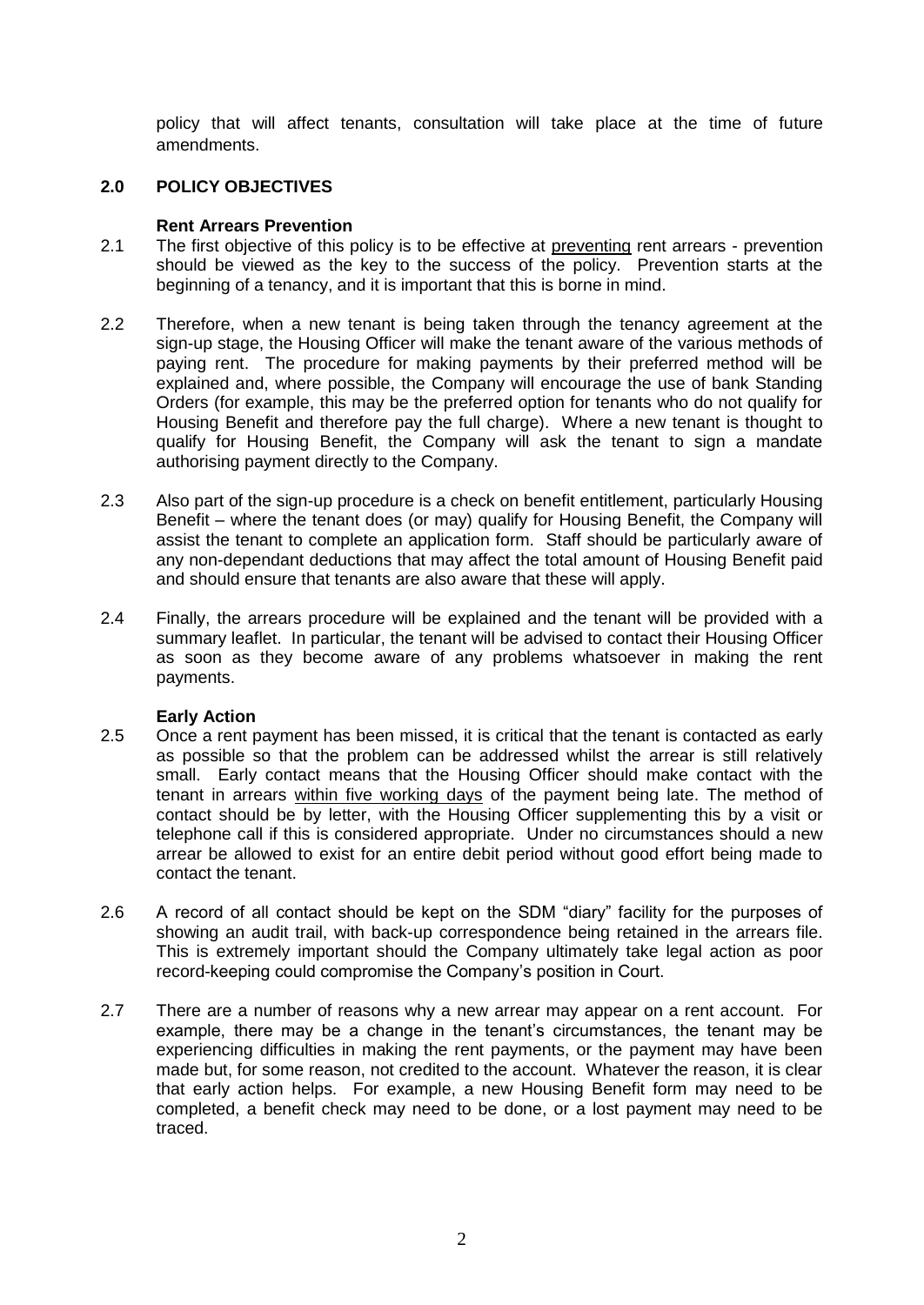policy that will affect tenants, consultation will take place at the time of future amendments.

## 2.0 POLICY OBJECTIVES

### Rent Arrears Prevention

2.1 The first objective of this policy is to be effective at preventing rent arrears - prevention should be viewed as the key to the success of the policy. Prevention starts at the beginning of a tenancy, and it is important that this is borne in mind.

2.2 Therefore, when a new tenant is being taken through the tenancy agreement at the sign-up stage, the Housing Officer will make the tenant aware of the various methods of paying rent. The procedure for making payments by their preferred method will be explained and, where possible, the Company will encourage the use of bank Standing Orders (for example, this may be the preferred option for tenants who do not qualify for Housing Benefit and therefore pay the full charge). Where a new tenant is thought to qualify for Housing Benefit, the Company will ask the tenant to sign a mandate authorising payment directly to the Company.

2.3 Also part of the sign-up procedure is a check on benefit entitlement, particularly Housing Benefit – where the tenant does (or may) qualify for Housing Benefit, the Company will assist the tenant to complete an application form. Staff should be particularly aware of any non-dependant deductions that may affect the total amount of Housing Benefit paid and should ensure that tenants are also aware that these will apply.

2.4 Finally, the arrears procedure will be explained and the tenant will be provided with a summary leaflet. In particular, the tenant will be advised to contact their Housing Officer as soon as they become aware of any problems whatsoever in making the rent payments.

### Early Action

2.5 Once a rent payment has been missed, it is critical that the tenant is contacted as early as possible so that the problem can be addressed whilst the arrear is still relatively small. Early contact means that the Housing Officer should make contact with the tenant in arrears within five working days of the payment being late. The method of contact should be by letter, with the Housing Officer supplementing this by a visit or telephone call if this is considered appropriate. Under no circumstances should a new arrear be allowed to exist for an entire debit period without good effort being made to contact the tenant.

2.6 A record of all contact should be kept on the SDM "diary" facility for the purposes of showing an audit trail, with back-up correspondence being retained in the arrears file. This is extremely important should the Company ultimately take legal action as poor record-keeping could compromise the Company's position in Court.

2.7 There are a number of reasons why a new arrear may appear on a rent account. For example, there may be a change in the tenant's circumstances, the tenant may be experiencing difficulties in making the rent payments, or the payment may have been made but, for some reason, not credited to the account. Whatever the reason, it is clear that early action helps. For example, a new Housing Benefit form may need to be completed, a benefit check may need to be done, or a lost payment may need to be traced.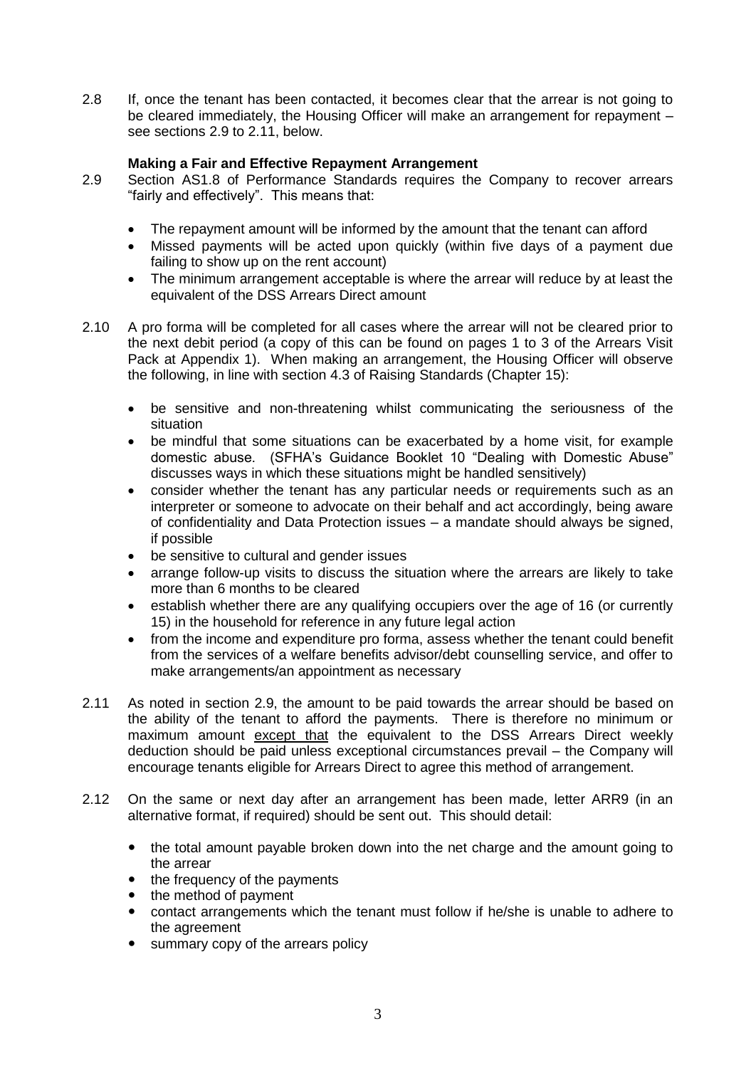2.8 If, once the tenant has been contacted, it becomes clear that the arrear is not going to be cleared immediately, the Housing Officer will make an arrangement for repayment – see sections 2.9 to 2.11, below.

**Making a Fair and Effective Repayment Arrangement**

2.9 Section AS1.8 of Performance Standards requires the Company to recover arrears "fairly and effectively". This means that:

- The repayment amount will be informed by the amount that the tenant can afford
- Missed payments will be acted upon quickly (within five days of a payment due failing to show up on the rent account)
- The minimum arrangement acceptable is where the arrear will reduce by at least the equivalent of the DSS Arrears Direct amount

2.10 A pro forma will be completed for all cases where the arrear will not be cleared prior to the next debit period (a copy of this can be found on pages 1 to 3 of the Arrears Visit Pack at Appendix 1). When making an arrangement, the Housing Officer will observe the following, in line with section 4.3 of Raising Standards (Chapter 15):

- be sensitive and non-threatening whilst communicating the seriousness of the situation
- be mindful that some situations can be exacerbated by a home visit, for example domestic abuse. (SFHA's Guidance Booklet 10 "Dealing with Domestic Abuse" discusses ways in which these situations might be handled sensitively)
- consider whether the tenant has any particular needs or requirements such as an interpreter or someone to advocate on their behalf and act accordingly, being aware of confidentiality and Data Protection issues – a mandate should always be signed, if possible
- be sensitive to cultural and gender issues
- arrange follow-up visits to discuss the situation where the arrears are likely to take more than 6 months to be cleared
- establish whether there are any qualifying occupiers over the age of 16 (or currently 15) in the household for reference in any future legal action
- from the income and expenditure pro forma, assess whether the tenant could benefit from the services of a welfare benefits advisor/debt counselling service, and offer to make arrangements/an appointment as necessary

2.11 As noted in section 2.9, the amount to be paid towards the arrear should be based on the ability of the tenant to afford the payments. There is therefore no minimum or maximum amount except that the equivalent to the DSS Arrears Direct weekly deduction should be paid unless exceptional circumstances prevail – the Company will encourage tenants eligible for Arrears Direct to agree this method of arrangement.

2.12 On the same or next day after an arrangement has been made, letter ARR9 (in an alternative format, if required) should be sent out. This should detail:

- the total amount payable broken down into the net charge and the amount going to the arrear
- the frequency of the payments
- the method of payment
- contact arrangements which the tenant must follow if he/she is unable to adhere to the agreement
- summary copy of the arrears policy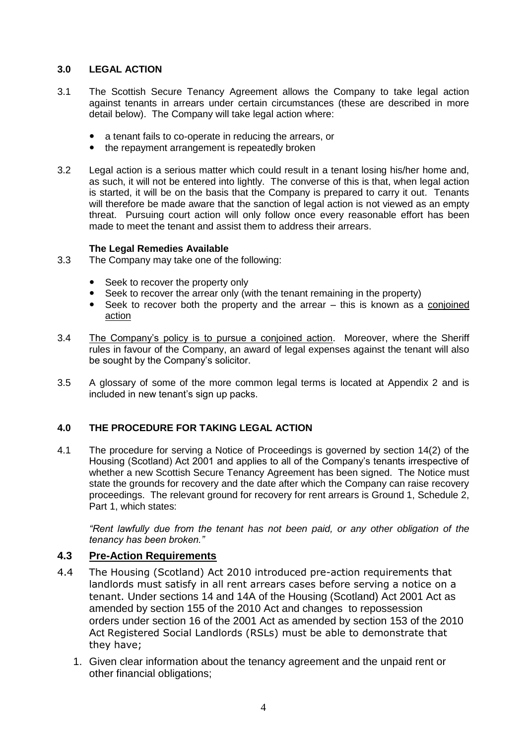## 3.0 LEGAL ACTION

3.1 The Scottish Secure Tenancy Agreement allows the Company to take legal action against tenants in arrears under certain circumstances (these are described in more detail below). The Company will take legal action where:

- a tenant fails to co-operate in reducing the arrears, or
- the repayment arrangement is repeatedly broken

3.2 Legal action is a serious matter which could result in a tenant losing his/her home and, as such, it will not be entered into lightly. The converse of this is that, when legal action is started, it will be on the basis that the Company is prepared to carry it out. Tenants will therefore be made aware that the sanction of legal action is not viewed as an empty threat. Pursuing court action will only follow once every reasonable effort has been made to meet the tenant and assist them to address their arrears.

**The Legal Remedies Available**

3.3 The Company may take one of the following:

- Seek to recover the property only
- Seek to recover the arrear only (with the tenant remaining in the property)
- Seek to recover both the property and the arrear – this is known as a conjoined action

3.4 The Company's policy is to pursue a conjoined action. Moreover, where the Sheriff rules in favour of the Company, an award of legal expenses against the tenant will also be sought by the Company's solicitor.

3.5 A glossary of some of the more common legal terms is located at Appendix 2 and is included in new tenant's sign up packs.

## 4.0 THE PROCEDURE FOR TAKING LEGAL ACTION

4.1 The procedure for serving a Notice of Proceedings is governed by section 14(2) of the Housing (Scotland) Act 2001 and applies to all of the Company's tenants irrespective of whether a new Scottish Secure Tenancy Agreement has been signed. The Notice must state the grounds for recovery and the date after which the Company can raise recovery proceedings. The relevant ground for recovery for rent arrears is Ground 1, Schedule 2, Part 1, which states:

*"Rent lawfully due from the tenant has not been paid, or any other obligation of the tenancy has been broken."*

### 4.3 Pre-Action Requirements

4.4 The Housing (Scotland) Act 2010 introduced pre-action requirements that landlords must satisfy in all rent arrears cases before serving a notice on a tenant. Under sections 14 and 14A of the Housing (Scotland) Act 2001 Act as amended by section 155 of the 2010 Act and changes to repossession orders under section 16 of the 2001 Act as amended by section 153 of the 2010 Act Registered Social Landlords (RSLs) must be able to demonstrate that they have;

1. Given clear information about the tenancy agreement and the unpaid rent or other financial obligations;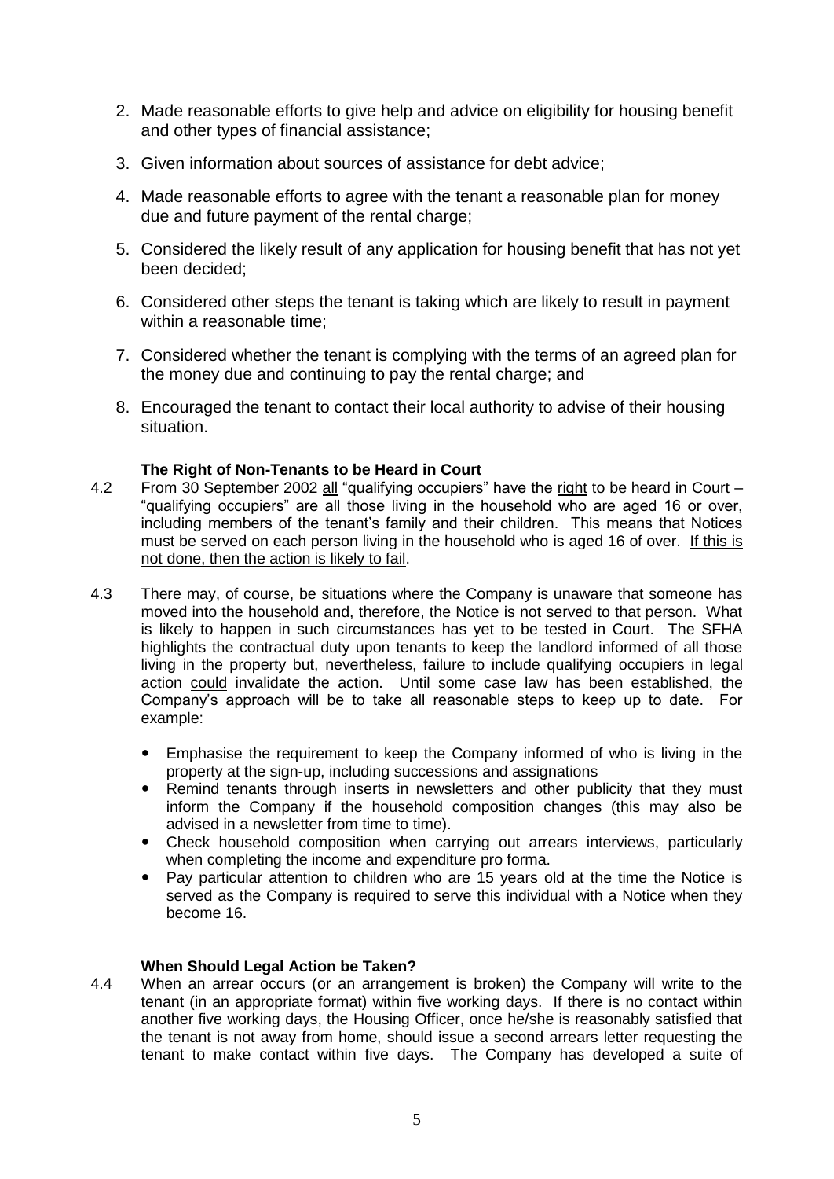2. Made reasonable efforts to give help and advice on eligibility for housing benefit and other types of financial assistance;

3. Given information about sources of assistance for debt advice;

4. Made reasonable efforts to agree with the tenant a reasonable plan for money due and future payment of the rental charge;

5. Considered the likely result of any application for housing benefit that has not yet been decided;

6. Considered other steps the tenant is taking which are likely to result in payment within a reasonable time;

7. Considered whether the tenant is complying with the terms of an agreed plan for the money due and continuing to pay the rental charge; and

8. Encouraged the tenant to contact their local authority to advise of their housing situation.

**The Right of Non-Tenants to be Heard in Court**

4.2 From 30 September 2002 <u>all</u> "qualifying occupiers" have the <u>right</u> to be heard in Court – "qualifying occupiers" are all those living in the household who are aged 16 or over, including members of the tenant's family and their children. This means that Notices must be served on each person living in the household who is aged 16 of over. <u>If this is not done, then the action is likely to fail</u>.

4.3 There may, of course, be situations where the Company is unaware that someone has moved into the household and, therefore, the Notice is not served to that person. What is likely to happen in such circumstances has yet to be tested in Court. The SFHA highlights the contractual duty upon tenants to keep the landlord informed of all those living in the property but, nevertheless, failure to include qualifying occupiers in legal action <u>could</u> invalidate the action. Until some case law has been established, the Company's approach will be to take all reasonable steps to keep up to date. For example:

- Emphasise the requirement to keep the Company informed of who is living in the property at the sign-up, including successions and assignations
- Remind tenants through inserts in newsletters and other publicity that they must inform the Company if the household composition changes (this may also be advised in a newsletter from time to time).
- Check household composition when carrying out arrears interviews, particularly when completing the income and expenditure pro forma.
- Pay particular attention to children who are 15 years old at the time the Notice is served as the Company is required to serve this individual with a Notice when they become 16.

**When Should Legal Action be Taken?**

4.4 When an arrear occurs (or an arrangement is broken) the Company will write to the tenant (in an appropriate format) within five working days. If there is no contact within another five working days, the Housing Officer, once he/she is reasonably satisfied that the tenant is not away from home, should issue a second arrears letter requesting the tenant to make contact within five days. The Company has developed a suite of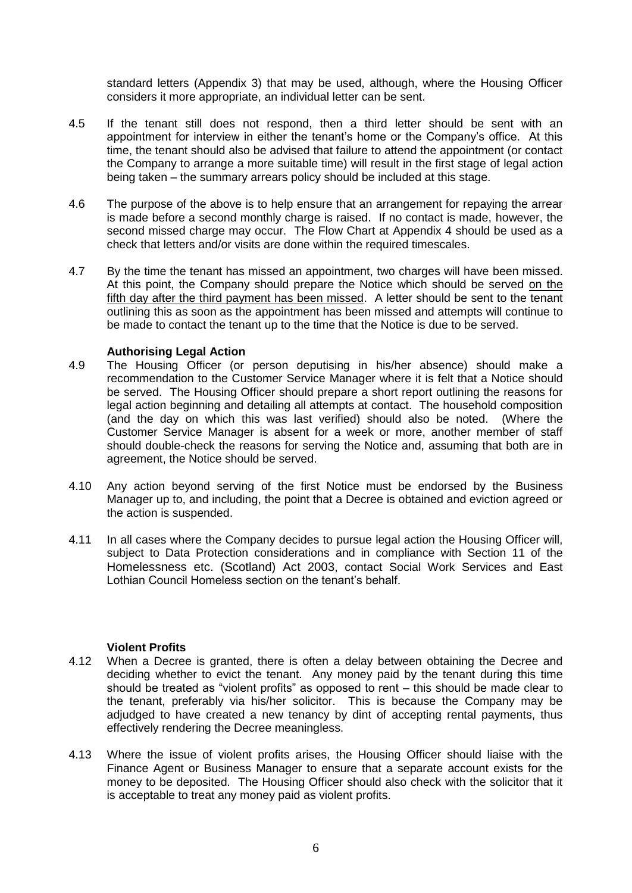standard letters (Appendix 3) that may be used, although, where the Housing Officer considers it more appropriate, an individual letter can be sent.

4.5 If the tenant still does not respond, then a third letter should be sent with an appointment for interview in either the tenant's home or the Company's office. At this time, the tenant should also be advised that failure to attend the appointment (or contact the Company to arrange a more suitable time) will result in the first stage of legal action being taken – the summary arrears policy should be included at this stage.

4.6 The purpose of the above is to help ensure that an arrangement for repaying the arrear is made before a second monthly charge is raised. If no contact is made, however, the second missed charge may occur. The Flow Chart at Appendix 4 should be used as a check that letters and/or visits are done within the required timescales.

4.7 By the time the tenant has missed an appointment, two charges will have been missed. At this point, the Company should prepare the Notice which should be served <u>on the fifth day after the third payment has been missed</u>. A letter should be sent to the tenant outlining this as soon as the appointment has been missed and attempts will continue to be made to contact the tenant up to the time that the Notice is due to be served.

**Authorising Legal Action**

4.9 The Housing Officer (or person deputising in his/her absence) should make a recommendation to the Customer Service Manager where it is felt that a Notice should be served. The Housing Officer should prepare a short report outlining the reasons for legal action beginning and detailing all attempts at contact. The household composition (and the day on which this was last verified) should also be noted. (Where the Customer Service Manager is absent for a week or more, another member of staff should double-check the reasons for serving the Notice and, assuming that both are in agreement, the Notice should be served.

4.10 Any action beyond serving of the first Notice must be endorsed by the Business Manager up to, and including, the point that a Decree is obtained and eviction agreed or the action is suspended.

4.11 In all cases where the Company decides to pursue legal action the Housing Officer will, subject to Data Protection considerations and in compliance with Section 11 of the Homelessness etc. (Scotland) Act 2003, contact Social Work Services and East Lothian Council Homeless section on the tenant's behalf.

**Violent Profits**

4.12 When a Decree is granted, there is often a delay between obtaining the Decree and deciding whether to evict the tenant. Any money paid by the tenant during this time should be treated as "violent profits" as opposed to rent – this should be made clear to the tenant, preferably via his/her solicitor. This is because the Company may be adjudged to have created a new tenancy by dint of accepting rental payments, thus effectively rendering the Decree meaningless.

4.13 Where the issue of violent profits arises, the Housing Officer should liaise with the Finance Agent or Business Manager to ensure that a separate account exists for the money to be deposited. The Housing Officer should also check with the solicitor that it is acceptable to treat any money paid as violent profits.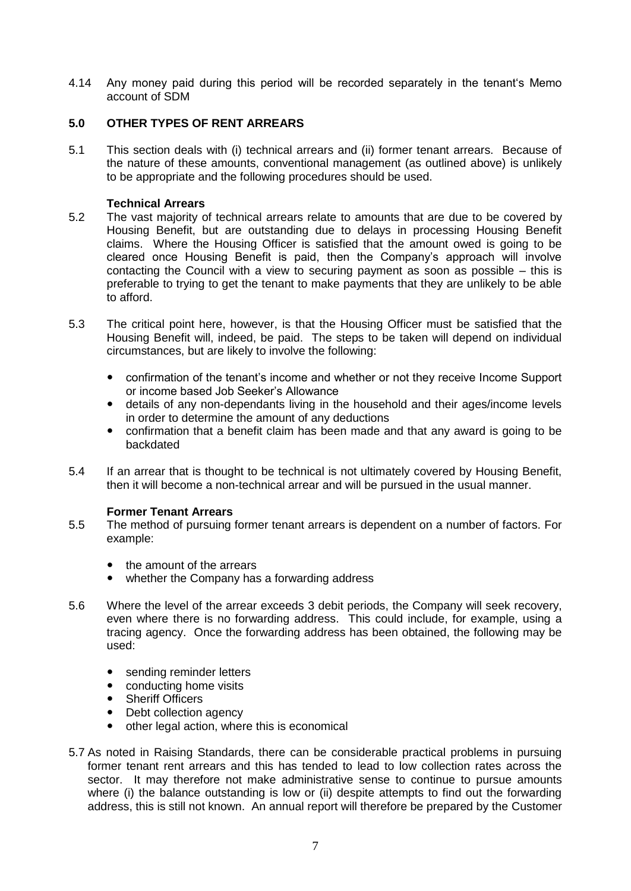4.14 Any money paid during this period will be recorded separately in the tenant's Memo account of SDM

## 5.0 OTHER TYPES OF RENT ARREARS

5.1 This section deals with (i) technical arrears and (ii) former tenant arrears. Because of the nature of these amounts, conventional management (as outlined above) is unlikely to be appropriate and the following procedures should be used.

**Technical Arrears**

5.2 The vast majority of technical arrears relate to amounts that are due to be covered by Housing Benefit, but are outstanding due to delays in processing Housing Benefit claims. Where the Housing Officer is satisfied that the amount owed is going to be cleared once Housing Benefit is paid, then the Company's approach will involve contacting the Council with a view to securing payment as soon as possible – this is preferable to trying to get the tenant to make payments that they are unlikely to be able to afford.

5.3 The critical point here, however, is that the Housing Officer must be satisfied that the Housing Benefit will, indeed, be paid. The steps to be taken will depend on individual circumstances, but are likely to involve the following:

- confirmation of the tenant's income and whether or not they receive Income Support or income based Job Seeker's Allowance
- details of any non-dependants living in the household and their ages/income levels in order to determine the amount of any deductions
- confirmation that a benefit claim has been made and that any award is going to be backdated

5.4 If an arrear that is thought to be technical is not ultimately covered by Housing Benefit, then it will become a non-technical arrear and will be pursued in the usual manner.

**Former Tenant Arrears**

5.5 The method of pursuing former tenant arrears is dependent on a number of factors. For example:

- the amount of the arrears
- whether the Company has a forwarding address

5.6 Where the level of the arrear exceeds 3 debit periods, the Company will seek recovery, even where there is no forwarding address. This could include, for example, using a tracing agency. Once the forwarding address has been obtained, the following may be used:

- sending reminder letters
- conducting home visits
- Sheriff Officers
- Debt collection agency
- other legal action, where this is economical

5.7 As noted in Raising Standards, there can be considerable practical problems in pursuing former tenant rent arrears and this has tended to lead to low collection rates across the sector. It may therefore not make administrative sense to continue to pursue amounts where (i) the balance outstanding is low or (ii) despite attempts to find out the forwarding address, this is still not known. An annual report will therefore be prepared by the Customer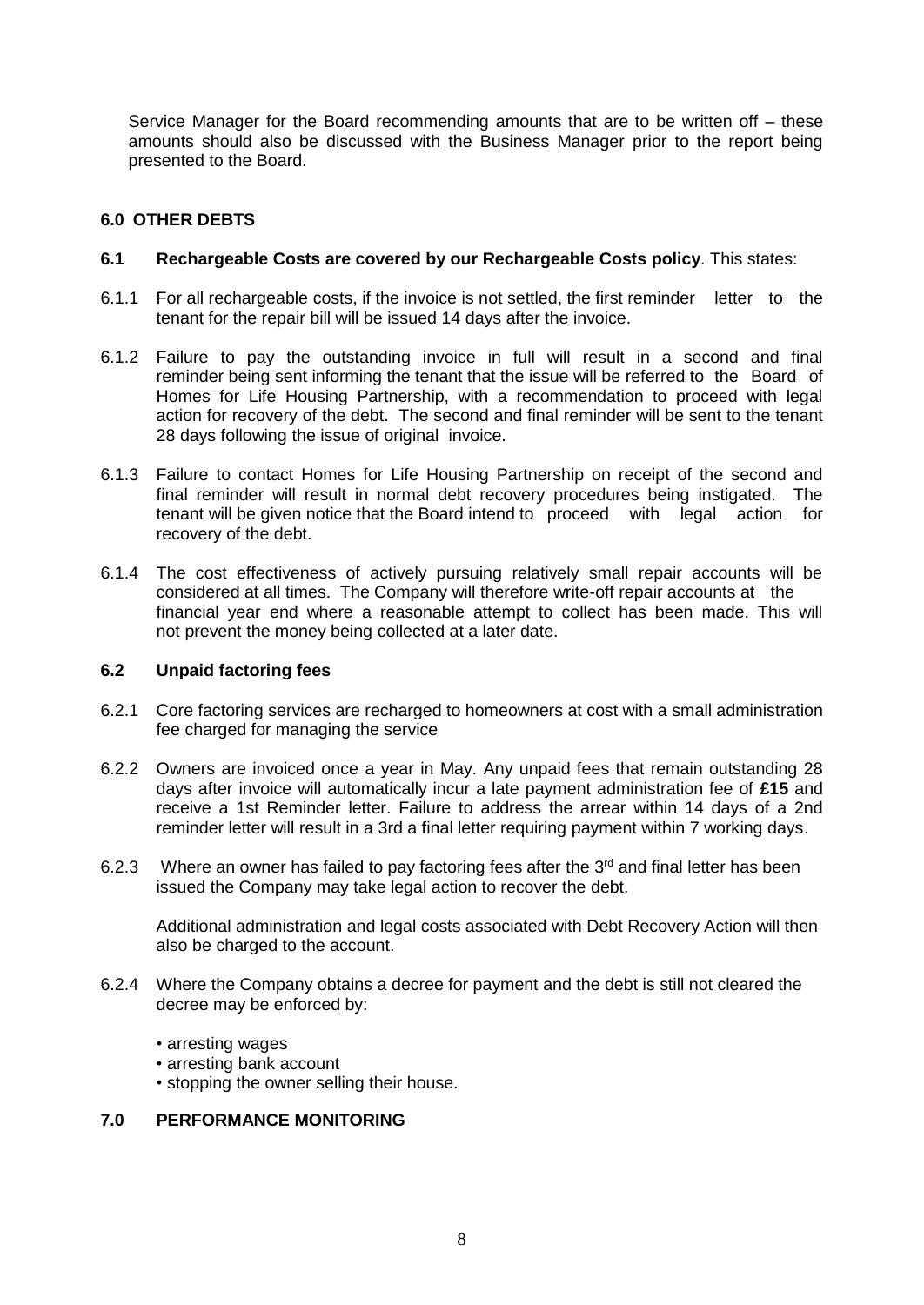Service Manager for the Board recommending amounts that are to be written off – these amounts should also be discussed with the Business Manager prior to the report being presented to the Board.

## 6.0 OTHER DEBTS

### 6.1 Rechargeable Costs are covered by our Rechargeable Costs policy. This states:

6.1.1 For all rechargeable costs, if the invoice is not settled, the first reminder letter to the tenant for the repair bill will be issued 14 days after the invoice.

6.1.2 Failure to pay the outstanding invoice in full will result in a second and final reminder being sent informing the tenant that the issue will be referred to the Board of Homes for Life Housing Partnership, with a recommendation to proceed with legal action for recovery of the debt. The second and final reminder will be sent to the tenant 28 days following the issue of original invoice.

6.1.3 Failure to contact Homes for Life Housing Partnership on receipt of the second and final reminder will result in normal debt recovery procedures being instigated. The tenant will be given notice that the Board intend to proceed with legal action for recovery of the debt.

6.1.4 The cost effectiveness of actively pursuing relatively small repair accounts will be considered at all times. The Company will therefore write-off repair accounts at the financial year end where a reasonable attempt to collect has been made. This will not prevent the money being collected at a later date.

### 6.2 Unpaid factoring fees

6.2.1 Core factoring services are recharged to homeowners at cost with a small administration fee charged for managing the service

6.2.2 Owners are invoiced once a year in May. Any unpaid fees that remain outstanding 28 days after invoice will automatically incur a late payment administration fee of **£15** and receive a 1st Reminder letter. Failure to address the arrear within 14 days of a 2nd reminder letter will result in a 3rd a final letter requiring payment within 7 working days.

6.2.3 Where an owner has failed to pay factoring fees after the 3rd and final letter has been issued the Company may take legal action to recover the debt.

Additional administration and legal costs associated with Debt Recovery Action will then also be charged to the account.

6.2.4 Where the Company obtains a decree for payment and the debt is still not cleared the decree may be enforced by:

- arresting wages
- arresting bank account
- stopping the owner selling their house.

## 7.0 PERFORMANCE MONITORING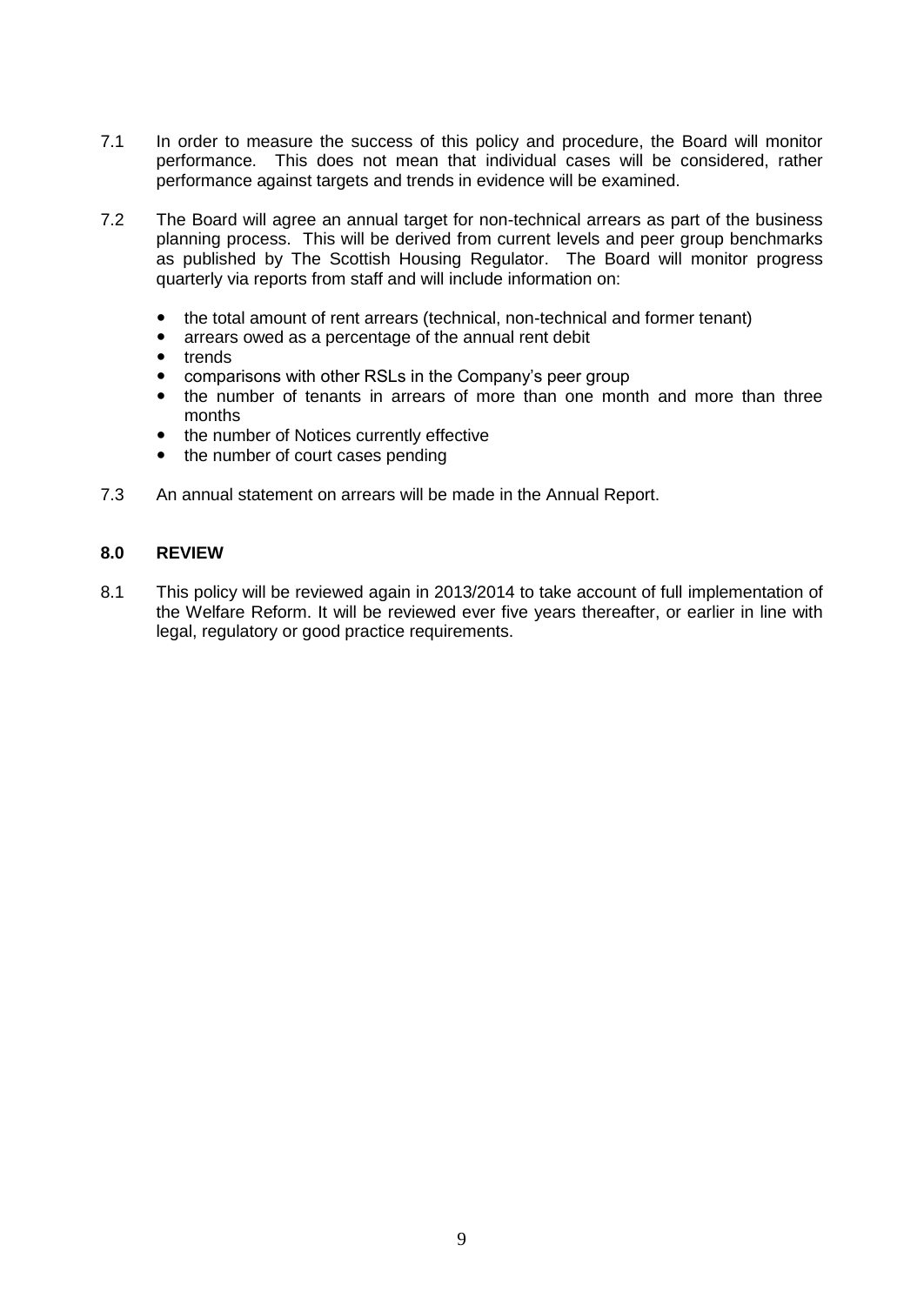7.1 In order to measure the success of this policy and procedure, the Board will monitor performance. This does not mean that individual cases will be considered, rather performance against targets and trends in evidence will be examined.

7.2 The Board will agree an annual target for non-technical arrears as part of the business planning process. This will be derived from current levels and peer group benchmarks as published by The Scottish Housing Regulator. The Board will monitor progress quarterly via reports from staff and will include information on:

- the total amount of rent arrears (technical, non-technical and former tenant)
- arrears owed as a percentage of the annual rent debit
- trends
- comparisons with other RSLs in the Company's peer group
- the number of tenants in arrears of more than one month and more than three months
- the number of Notices currently effective
- the number of court cases pending

7.3 An annual statement on arrears will be made in the Annual Report.

## 8.0 REVIEW

8.1 This policy will be reviewed again in 2013/2014 to take account of full implementation of the Welfare Reform. It will be reviewed ever five years thereafter, or earlier in line with legal, regulatory or good practice requirements.